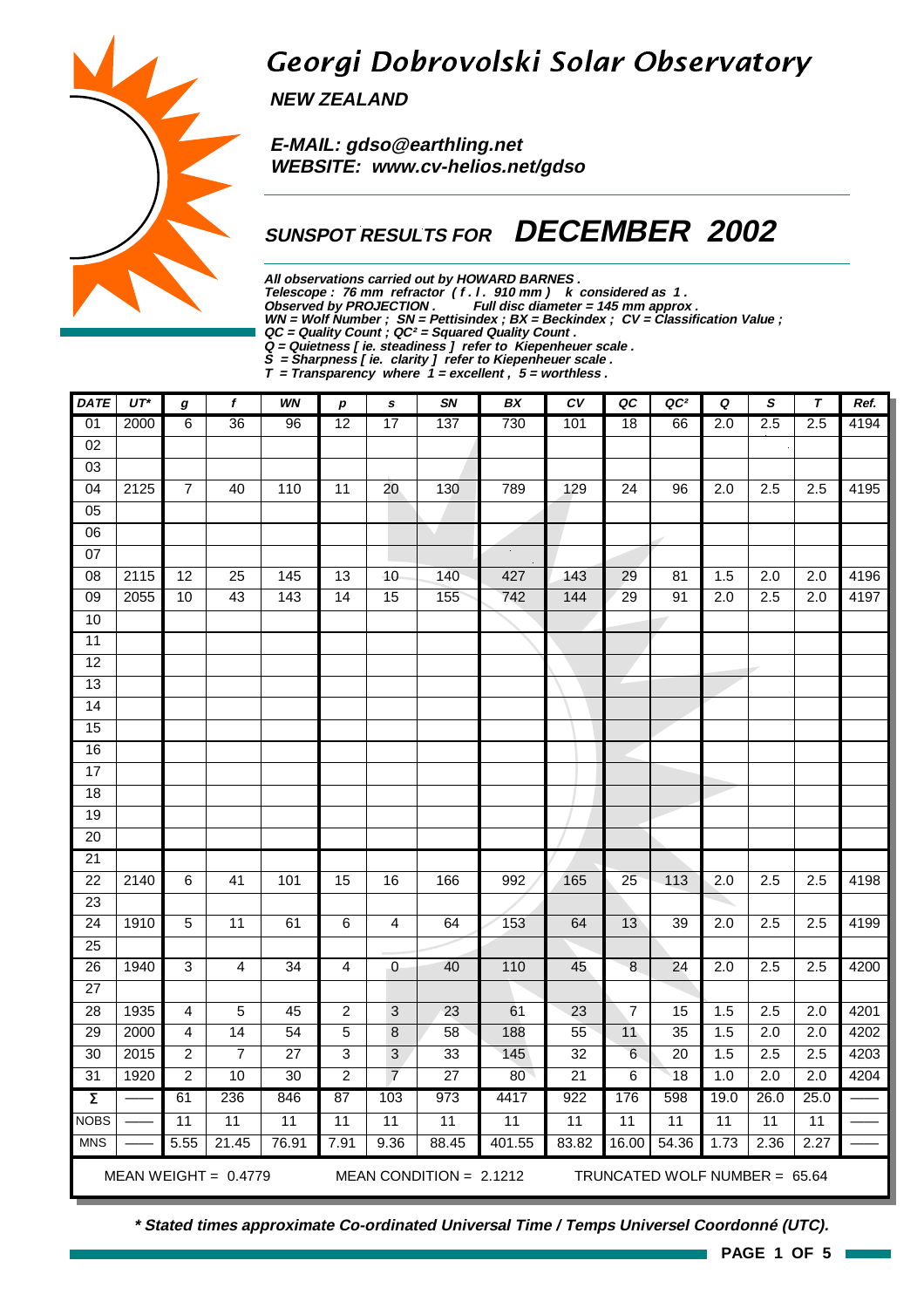# Georgi Dobrovolski Solar Observatory

**NEW ZEALAND**

**E-MAIL: gdso@earthling.net**
**WEBSITE: www.cv-helios.net/gdso**

## SUNSPOT RESULTS FOR DECEMBER 2002

***All observations carried out by HOWARD BARNES .***
***Telescope : 76 mm refractor ( f . l . 910 mm ) k considered as 1 .***
***Observed by PROJECTION . Full disc diameter = 145 mm approx .***
***WN = Wolf Number ; SN = Pettisindex ; BX = Beckindex ; CV = Classification Value ;***
***QC = Quality Count ; QC² = Squared Quality Count .***
***Q = Quietness [ ie. steadiness ] refer to Kiepenheuer scale .***
***S = Sharpness [ ie. clarity ] refer to Kiepenheuer scale .***
***T = Transparency where 1 = excellent , 5 = worthless .***

| DATE | UT* | g | f | WN | p | s | SN | BX | CV | QC | QC² | Q | S | T | Ref. |
|---|---|---|---|---|---|---|---|---|---|---|---|---|---|---|---|
| 01 | 2000 | 6 | 36 | 96 | 12 | 17 | 137 | 730 | 101 | 18 | 66 | 2.0 | 2.5 | 2.5 | 4194 |
| 02 | | | | | | | | | | | | | | | |
| 03 | | | | | | | | | | | | | | | |
| 04 | 2125 | 7 | 40 | 110 | 11 | 20 | 130 | 789 | 129 | 24 | 96 | 2.0 | 2.5 | 2.5 | 4195 |
| 05 | | | | | | | | | | | | | | | |
| 06 | | | | | | | | | | | | | | | |
| 07 | | | | | | | | | | | | | | | |
| 08 | 2115 | 12 | 25 | 145 | 13 | 10 | 140 | 427 | 143 | 29 | 81 | 1.5 | 2.0 | 2.0 | 4196 |
| 09 | 2055 | 10 | 43 | 143 | 14 | 15 | 155 | 742 | 144 | 29 | 91 | 2.0 | 2.5 | 2.0 | 4197 |
| 10 | | | | | | | | | | | | | | | |
| 11 | | | | | | | | | | | | | | | |
| 12 | | | | | | | | | | | | | | | |
| 13 | | | | | | | | | | | | | | | |
| 14 | | | | | | | | | | | | | | | |
| 15 | | | | | | | | | | | | | | | |
| 16 | | | | | | | | | | | | | | | |
| 17 | | | | | | | | | | | | | | | |
| 18 | | | | | | | | | | | | | | | |
| 19 | | | | | | | | | | | | | | | |
| 20 | | | | | | | | | | | | | | | |
| 21 | | | | | | | | | | | | | | | |
| 22 | 2140 | 6 | 41 | 101 | 15 | 16 | 166 | 992 | 165 | 25 | 113 | 2.0 | 2.5 | 2.5 | 4198 |
| 23 | | | | | | | | | | | | | | | |
| 24 | 1910 | 5 | 11 | 61 | 6 | 4 | 64 | 153 | 64 | 13 | 39 | 2.0 | 2.5 | 2.5 | 4199 |
| 25 | | | | | | | | | | | | | | | |
| 26 | 1940 | 3 | 4 | 34 | 4 | 0 | 40 | 110 | 45 | 8 | 24 | 2.0 | 2.5 | 2.5 | 4200 |
| 27 | | | | | | | | | | | | | | | |
| 28 | 1935 | 4 | 5 | 45 | 2 | 3 | 23 | 61 | 23 | 7 | 15 | 1.5 | 2.5 | 2.0 | 4201 |
| 29 | 2000 | 4 | 14 | 54 | 5 | 8 | 58 | 188 | 55 | 11 | 35 | 1.5 | 2.0 | 2.0 | 4202 |
| 30 | 2015 | 2 | 7 | 27 | 3 | 3 | 33 | 145 | 32 | 6 | 20 | 1.5 | 2.5 | 2.5 | 4203 |
| 31 | 1920 | 2 | 10 | 30 | 2 | 7 | 27 | 80 | 21 | 6 | 18 | 1.0 | 2.0 | 2.0 | 4204 |
| Σ | —— | 61 | 236 | 846 | 87 | 103 | 973 | 4417 | 922 | 176 | 598 | 19.0 | 26.0 | 25.0 | —— |
| NOBS | —— | 11 | 11 | 11 | 11 | 11 | 11 | 11 | 11 | 11 | 11 | 11 | 11 | 11 | —— |
| MNS | —— | 5.55 | 21.45 | 76.91 | 7.91 | 9.36 | 88.45 | 401.55 | 83.82 | 16.00 | 54.36 | 1.73 | 2.36 | 2.27 | —— |

MEAN WEIGHT = 0.4779 MEAN CONDITION = 2.1212 TRUNCATED WOLF NUMBER = 65.64

***\* Stated times approximate Co-ordinated Universal Time / Temps Universel Coordonné (UTC).***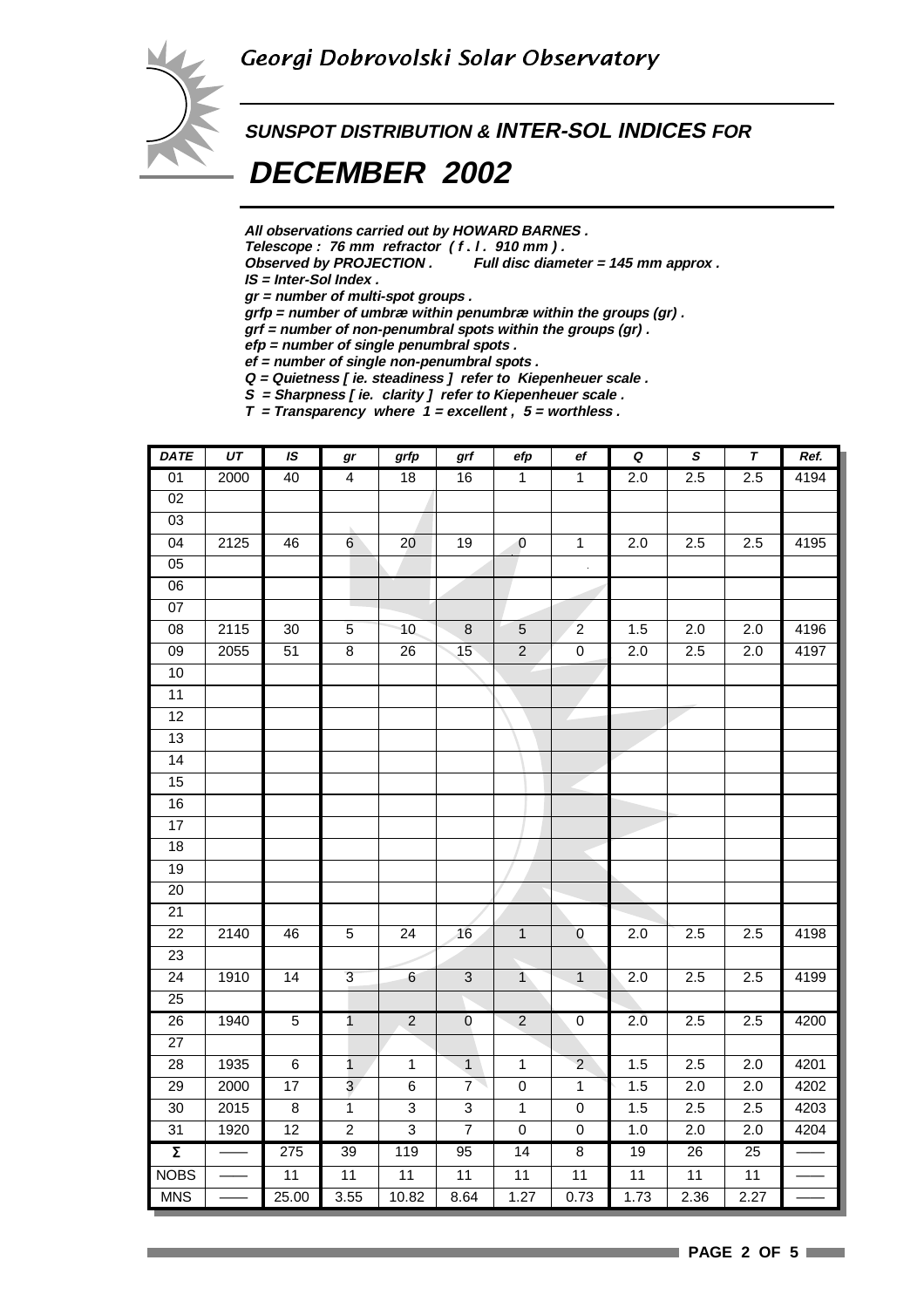Georgi Dobrovolski Solar Observatory

## SUNSPOT DISTRIBUTION & INTER-SOL INDICES FOR

# DECEMBER 2002

*All observations carried out by HOWARD BARNES .*
*Telescope : 76 mm refractor ( f . l . 910 mm ) .*
*Observed by PROJECTION . Full disc diameter = 145 mm approx .*
*IS = Inter-Sol Index .*
*gr = number of multi-spot groups .*
*grfp = number of umbræ within penumbræ within the groups (gr) .*
*grf = number of non-penumbral spots within the groups (gr) .*
*efp = number of single penumbral spots .*
*ef = number of single non-penumbral spots .*
*Q = Quietness [ ie. steadiness ] refer to Kiepenheuer scale .*
*S = Sharpness [ ie. clarity ] refer to Kiepenheuer scale .*
*T = Transparency where 1 = excellent , 5 = worthless .*

| DATE | UT | IS | gr | grfp | grf | efp | ef | Q | S | T | Ref. |
|---|---|---|---|---|---|---|---|---|---|---|---|
| 01 | 2000 | 40 | 4 | 18 | 16 | 1 | 1 | 2.0 | 2.5 | 2.5 | 4194 |
| 02 | | | | | | | | | | | |
| 03 | | | | | | | | | | | |
| 04 | 2125 | 46 | 6 | 20 | 19 | 0 | 1 | 2.0 | 2.5 | 2.5 | 4195 |
| 05 | | | | | | | | | | | |
| 06 | | | | | | | | | | | |
| 07 | | | | | | | | | | | |
| 08 | 2115 | 30 | 5 | 10 | 8 | 5 | 2 | 1.5 | 2.0 | 2.0 | 4196 |
| 09 | 2055 | 51 | 8 | 26 | 15 | 2 | 0 | 2.0 | 2.5 | 2.0 | 4197 |
| 10 | | | | | | | | | | | |
| 11 | | | | | | | | | | | |
| 12 | | | | | | | | | | | |
| 13 | | | | | | | | | | | |
| 14 | | | | | | | | | | | |
| 15 | | | | | | | | | | | |
| 16 | | | | | | | | | | | |
| 17 | | | | | | | | | | | |
| 18 | | | | | | | | | | | |
| 19 | | | | | | | | | | | |
| 20 | | | | | | | | | | | |
| 21 | | | | | | | | | | | |
| 22 | 2140 | 46 | 5 | 24 | 16 | 1 | 0 | 2.0 | 2.5 | 2.5 | 4198 |
| 23 | | | | | | | | | | | |
| 24 | 1910 | 14 | 3 | 6 | 3 | 1 | 1 | 2.0 | 2.5 | 2.5 | 4199 |
| 25 | | | | | | | | | | | |
| 26 | 1940 | 5 | 1 | 2 | 0 | 2 | 0 | 2.0 | 2.5 | 2.5 | 4200 |
| 27 | | | | | | | | | | | |
| 28 | 1935 | 6 | 1 | 1 | 1 | 1 | 2 | 1.5 | 2.5 | 2.0 | 4201 |
| 29 | 2000 | 17 | 3 | 6 | 7 | 0 | 1 | 1.5 | 2.0 | 2.0 | 4202 |
| 30 | 2015 | 8 | 1 | 3 | 3 | 1 | 0 | 1.5 | 2.5 | 2.5 | 4203 |
| 31 | 1920 | 12 | 2 | 3 | 7 | 0 | 0 | 1.0 | 2.0 | 2.0 | 4204 |
| Σ | —— | 275 | 39 | 119 | 95 | 14 | 8 | 19 | 26 | 25 | —— |
| NOBS | —— | 11 | 11 | 11 | 11 | 11 | 11 | 11 | 11 | 11 | —— |
| MNS | —— | 25.00 | 3.55 | 10.82 | 8.64 | 1.27 | 0.73 | 1.73 | 2.36 | 2.27 | —— |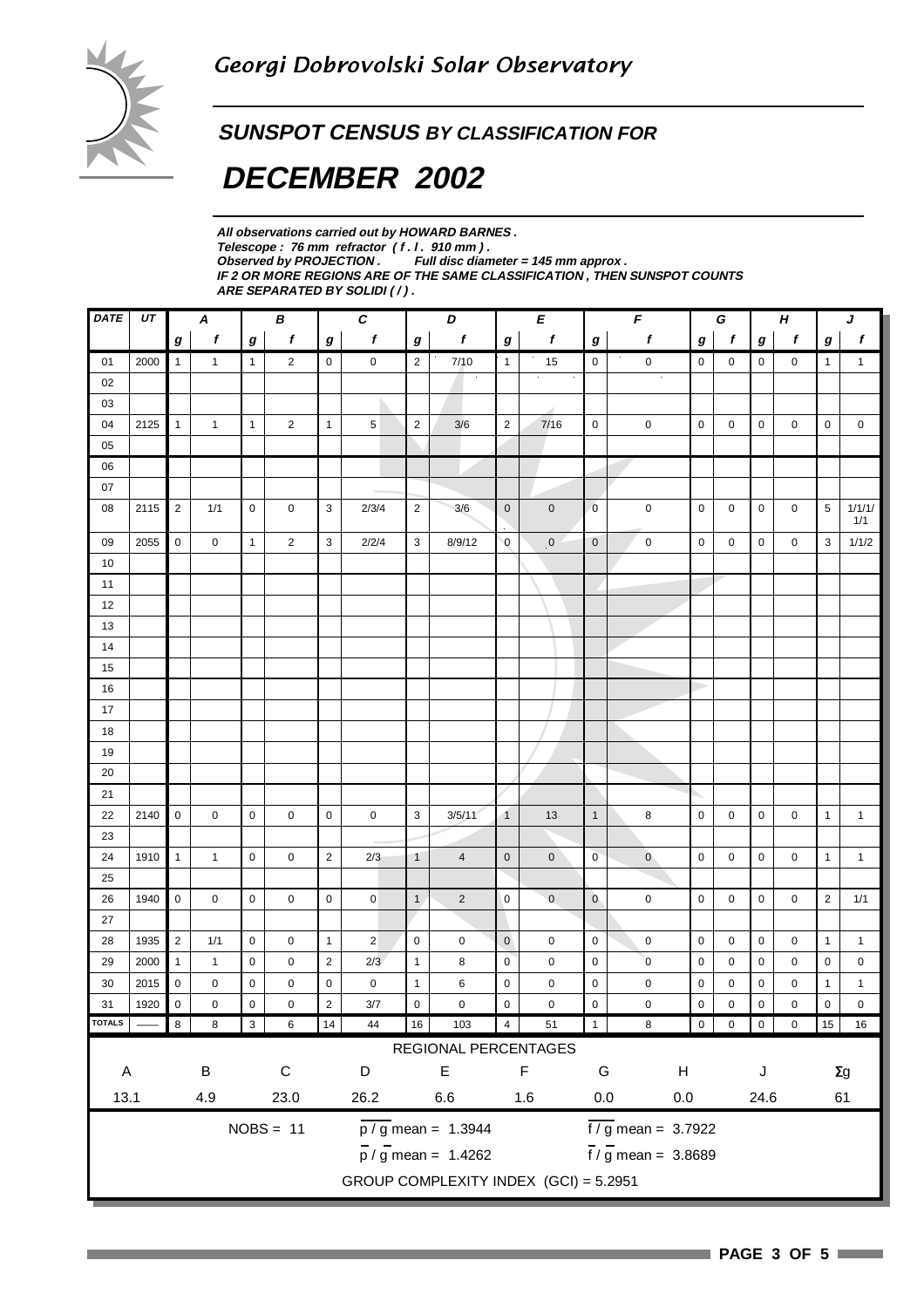Georgi Dobrovolski Solar Observatory

## SUNSPOT CENSUS BY CLASSIFICATION FOR

# DECEMBER 2002

*All observations carried out by HOWARD BARNES .*
*Telescope : 76 mm refractor ( f . l . 910 mm ) .*
*Observed by PROJECTION . Full disc diameter = 145 mm approx .*
*IF 2 OR MORE REGIONS ARE OF THE SAME CLASSIFICATION , THEN SUNSPOT COUNTS ARE SEPARATED BY SOLIDI ( / ) .*

| DATE | UT | A | | B | | C | | D | | E | | F | | G | | H | | J | |
|---|---|---|---|---|---|---|---|---|---|---|---|---|---|---|---|---|---|---|---|
| | | g | f | g | f | g | f | g | f | g | f | g | f | g | f | g | f | g | f |
| 01 | 2000 | 1 | 1 | 1 | 2 | 0 | 0 | 2 | 7/10 | 1 | 15 | 0 | 0 | 0 | 0 | 0 | 0 | 1 | 1 |
| 02 | | | | | | | | | | | | | | | | | | | |
| 03 | | | | | | | | | | | | | | | | | | | |
| 04 | 2125 | 1 | 1 | 1 | 2 | 1 | 5 | 2 | 3/6 | 2 | 7/16 | 0 | 0 | 0 | 0 | 0 | 0 | 0 | 0 |
| 05 | | | | | | | | | | | | | | | | | | | |
| 06 | | | | | | | | | | | | | | | | | | | |
| 07 | | | | | | | | | | | | | | | | | | | |
| 08 | 2115 | 2 | 1/1 | 0 | 0 | 3 | 2/3/4 | 2 | 3/6 | 0 | 0 | 0 | 0 | 0 | 0 | 0 | 0 | 5 | 1/1/1/1/1 |
| 09 | 2055 | 0 | 0 | 1 | 2 | 3 | 2/2/4 | 3 | 8/9/12 | 0 | 0 | 0 | 0 | 0 | 0 | 0 | 0 | 3 | 1/1/2 |
| 10 | | | | | | | | | | | | | | | | | | | |
| 11 | | | | | | | | | | | | | | | | | | | |
| 12 | | | | | | | | | | | | | | | | | | | |
| 13 | | | | | | | | | | | | | | | | | | | |
| 14 | | | | | | | | | | | | | | | | | | | |
| 15 | | | | | | | | | | | | | | | | | | | |
| 16 | | | | | | | | | | | | | | | | | | | |
| 17 | | | | | | | | | | | | | | | | | | | |
| 18 | | | | | | | | | | | | | | | | | | | |
| 19 | | | | | | | | | | | | | | | | | | | |
| 20 | | | | | | | | | | | | | | | | | | | |
| 21 | | | | | | | | | | | | | | | | | | | |
| 22 | 2140 | 0 | 0 | 0 | 0 | 0 | 0 | 3 | 3/5/11 | 1 | 13 | 1 | 8 | 0 | 0 | 0 | 0 | 1 | 1 |
| 23 | | | | | | | | | | | | | | | | | | | |
| 24 | 1910 | 1 | 1 | 0 | 0 | 2 | 2/3 | 1 | 4 | 0 | 0 | 0 | 0 | 0 | 0 | 0 | 0 | 1 | 1 |
| 25 | | | | | | | | | | | | | | | | | | | |
| 26 | 1940 | 0 | 0 | 0 | 0 | 0 | 0 | 1 | 2 | 0 | 0 | 0 | 0 | 0 | 0 | 0 | 0 | 2 | 1/1 |
| 27 | | | | | | | | | | | | | | | | | | | |
| 28 | 1935 | 2 | 1/1 | 0 | 0 | 1 | 2 | 0 | 0 | 0 | 0 | 0 | 0 | 0 | 0 | 0 | 0 | 1 | 1 |
| 29 | 2000 | 1 | 1 | 0 | 0 | 2 | 2/3 | 1 | 8 | 0 | 0 | 0 | 0 | 0 | 0 | 0 | 0 | 0 | 0 |
| 30 | 2015 | 0 | 0 | 0 | 0 | 0 | 0 | 1 | 6 | 0 | 0 | 0 | 0 | 0 | 0 | 0 | 0 | 1 | 1 |
| 31 | 1920 | 0 | 0 | 0 | 0 | 2 | 3/7 | 0 | 0 | 0 | 0 | 0 | 0 | 0 | 0 | 0 | 0 | 0 | 0 |
| TOTALS | —— | 8 | 8 | 3 | 6 | 14 | 44 | 16 | 103 | 4 | 51 | 1 | 8 | 0 | 0 | 0 | 0 | 15 | 16 |

REGIONAL PERCENTAGES

| A | B | C | D | E | F | G | H | J | Σg |
|---|---|---|---|---|---|---|---|---|---|
| 13.1 | 4.9 | 23.0 | 26.2 | 6.6 | 1.6 | 0.0 | 0.0 | 24.6 | 61 |

NOBS = 11

$\overline{p / g}$ mean = 1.3944

$\overline{f / g}$ mean = 3.7922

$\overline{p} / \overline{g}$ mean = 1.4262

$\overline{f} / \overline{g}$ mean = 3.8689

GROUP COMPLEXITY INDEX (GCI) = 5.2951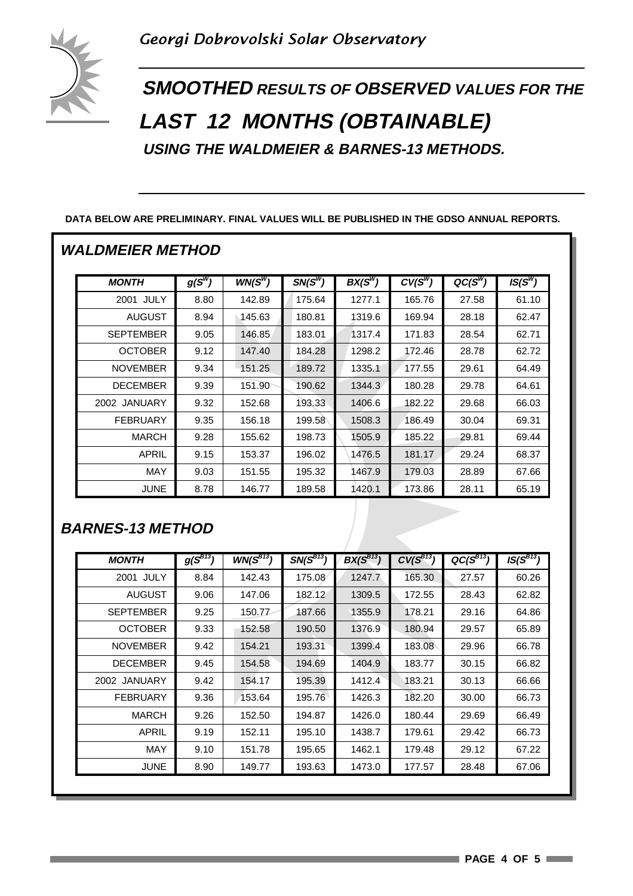Georgi Dobrovolski Solar Observatory

# SMOOTHED RESULTS OF OBSERVED VALUES FOR THE LAST 12 MONTHS (OBTAINABLE)

## USING THE WALDMEIER & BARNES-13 METHODS.

**DATA BELOW ARE PRELIMINARY. FINAL VALUES WILL BE PUBLISHED IN THE GDSO ANNUAL REPORTS.**

## WALDMEIER METHOD

| MONTH | $g(S^W)$ | $WN(S^W)$ | $SN(S^W)$ | $BX(S^W)$ | $CV(S^W)$ | $QC(S^W)$ | $IS(S^W)$ |
|---|---|---|---|---|---|---|---|
| 2001 JULY | 8.80 | 142.89 | 175.64 | 1277.1 | 165.76 | 27.58 | 61.10 |
| AUGUST | 8.94 | 145.63 | 180.81 | 1319.6 | 169.94 | 28.18 | 62.47 |
| SEPTEMBER | 9.05 | 146.85 | 183.01 | 1317.4 | 171.83 | 28.54 | 62.71 |
| OCTOBER | 9.12 | 147.40 | 184.28 | 1298.2 | 172.46 | 28.78 | 62.72 |
| NOVEMBER | 9.34 | 151.25 | 189.72 | 1335.1 | 177.55 | 29.61 | 64.49 |
| DECEMBER | 9.39 | 151.90 | 190.62 | 1344.3 | 180.28 | 29.78 | 64.61 |
| 2002 JANUARY | 9.32 | 152.68 | 193.33 | 1406.6 | 182.22 | 29.68 | 66.03 |
| FEBRUARY | 9.35 | 156.18 | 199.58 | 1508.3 | 186.49 | 30.04 | 69.31 |
| MARCH | 9.28 | 155.62 | 198.73 | 1505.9 | 185.22 | 29.81 | 69.44 |
| APRIL | 9.15 | 153.37 | 196.02 | 1476.5 | 181.17 | 29.24 | 68.37 |
| MAY | 9.03 | 151.55 | 195.32 | 1467.9 | 179.03 | 28.89 | 67.66 |
| JUNE | 8.78 | 146.77 | 189.58 | 1420.1 | 173.86 | 28.11 | 65.19 |

## BARNES-13 METHOD

| MONTH | $g(S^{B13})$ | $WN(S^{B13})$ | $SN(S^{B13})$ | $BX(S^{B13})$ | $CV(S^{B13})$ | $QC(S^{B13})$ | $IS(S^{B13})$ |
|---|---|---|---|---|---|---|---|
| 2001 JULY | 8.84 | 142.43 | 175.08 | 1247.7 | 165.30 | 27.57 | 60.26 |
| AUGUST | 9.06 | 147.06 | 182.12 | 1309.5 | 172.55 | 28.43 | 62.82 |
| SEPTEMBER | 9.25 | 150.77 | 187.66 | 1355.9 | 178.21 | 29.16 | 64.86 |
| OCTOBER | 9.33 | 152.58 | 190.50 | 1376.9 | 180.94 | 29.57 | 65.89 |
| NOVEMBER | 9.42 | 154.21 | 193.31 | 1399.4 | 183.08 | 29.96 | 66.78 |
| DECEMBER | 9.45 | 154.58 | 194.69 | 1404.9 | 183.77 | 30.15 | 66.82 |
| 2002 JANUARY | 9.42 | 154.17 | 195.39 | 1412.4 | 183.21 | 30.13 | 66.66 |
| FEBRUARY | 9.36 | 153.64 | 195.76 | 1426.3 | 182.20 | 30.00 | 66.73 |
| MARCH | 9.26 | 152.50 | 194.87 | 1426.0 | 180.44 | 29.69 | 66.49 |
| APRIL | 9.19 | 152.11 | 195.10 | 1438.7 | 179.61 | 29.42 | 66.73 |
| MAY | 9.10 | 151.78 | 195.65 | 1462.1 | 179.48 | 29.12 | 67.22 |
| JUNE | 8.90 | 149.77 | 193.63 | 1473.0 | 177.57 | 28.48 | 67.06 |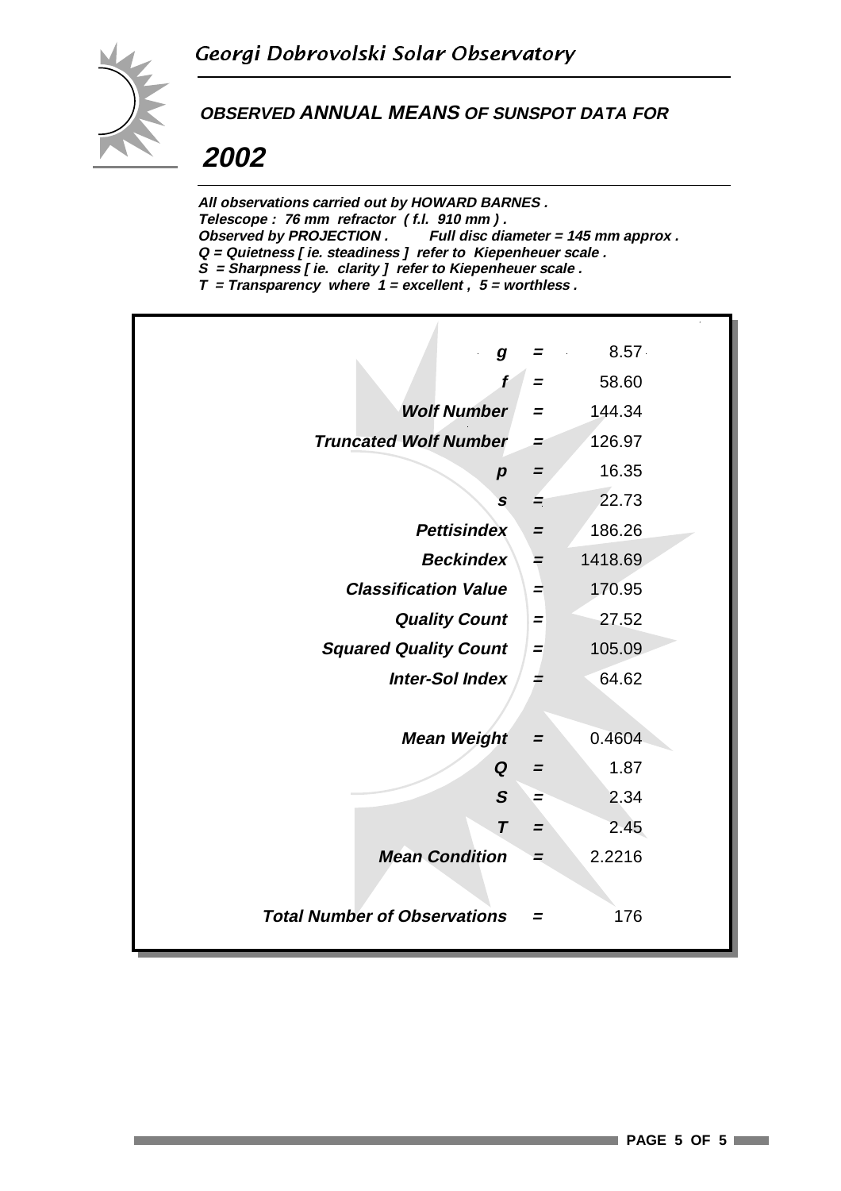*Georgi Dobrovolski Solar Observatory*

## OBSERVED ANNUAL MEANS OF SUNSPOT DATA FOR

# 2002

***All observations carried out by HOWARD BARNES .***
***Telescope : 76 mm refractor ( f.l. 910 mm ) .***
***Observed by PROJECTION . Full disc diameter = 145 mm approx .***
***Q = Quietness [ ie. steadiness ] refer to Kiepenheuer scale .***
***S = Sharpness [ ie. clarity ] refer to Kiepenheuer scale .***
***T = Transparency where 1 = excellent , 5 = worthless .***

| | | |
|---|---|---|
| ***g*** | = | 8.57 |
| ***f*** | = | 58.60 |
| ***Wolf Number*** | = | 144.34 |
| ***Truncated Wolf Number*** | = | 126.97 |
| ***p*** | = | 16.35 |
| ***s*** | = | 22.73 |
| ***Pettisindex*** | = | 186.26 |
| ***Beckindex*** | = | 1418.69 |
| ***Classification Value*** | = | 170.95 |
| ***Quality Count*** | = | 27.52 |
| ***Squared Quality Count*** | = | 105.09 |
| ***Inter-Sol Index*** | = | 64.62 |
| | | |
| ***Mean Weight*** | = | 0.4604 |
| ***Q*** | = | 1.87 |
| ***S*** | = | 2.34 |
| ***T*** | = | 2.45 |
| ***Mean Condition*** | = | 2.2216 |
| | | |
| ***Total Number of Observations*** | = | 176 |